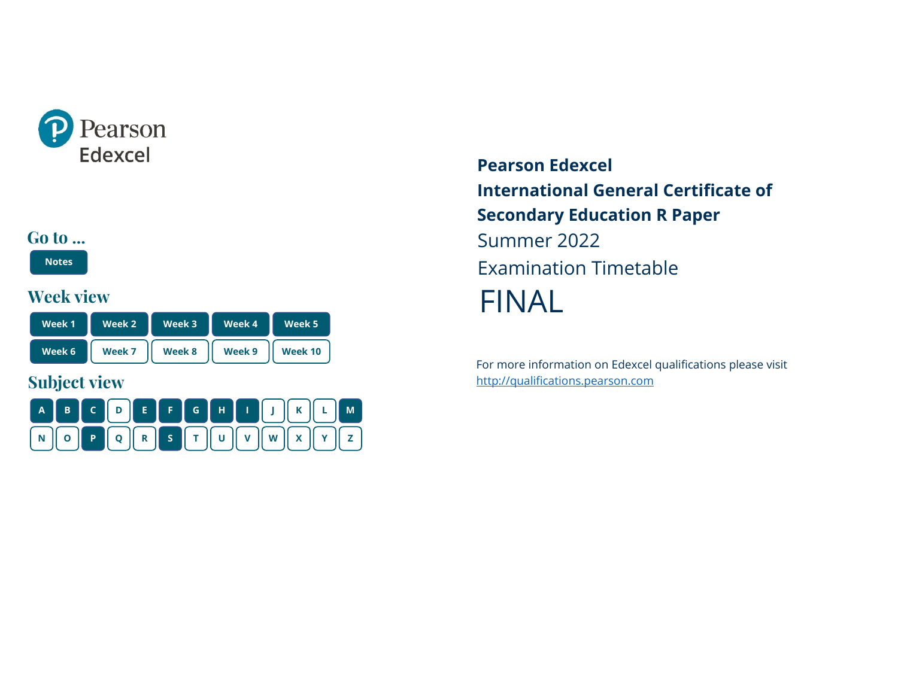Pearson Edexcel

## Go to ...

Notes

## Week view

Week 1 | Week 2 | Week 3 | Week 4 | Week 5
Week 6 | Week 7 | Week 8 | Week 9 | Week 10

## Subject view

A B C D E F G H I J K L M
N O P Q R S T U V W X Y Z

**Pearson Edexcel**
**International General Certificate of Secondary Education R Paper**

Summer 2022

Examination Timetable

# FINAL

For more information on Edexcel qualifications please visit http://qualifications.pearson.com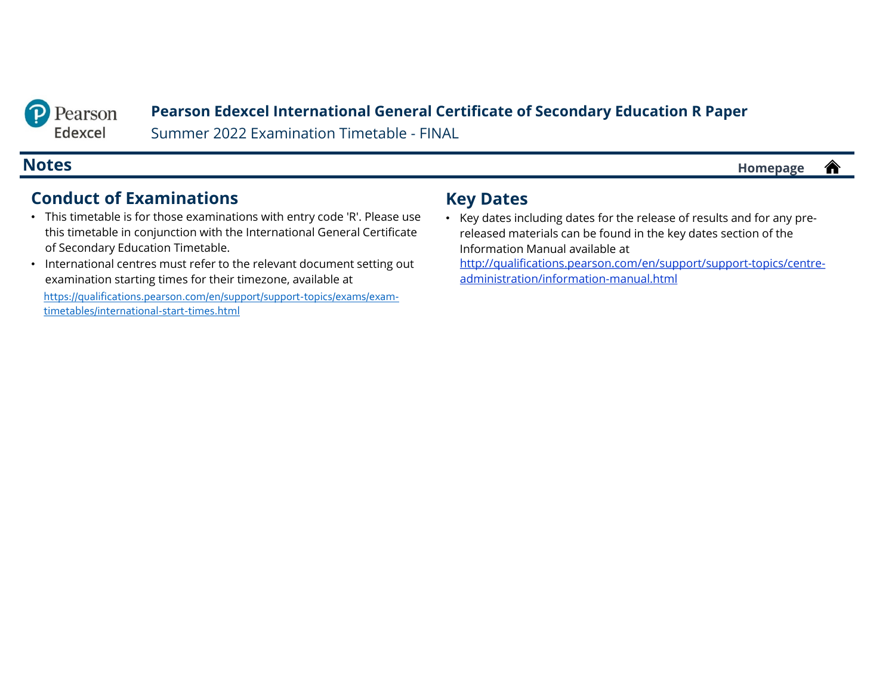**Pearson Edexcel International General Certificate of Secondary Education R Paper**

Summer 2022 Examination Timetable - FINAL

# Notes

Homepage

## Conduct of Examinations

- This timetable is for those examinations with entry code 'R'. Please use this timetable in conjunction with the International General Certificate of Secondary Education Timetable.
- International centres must refer to the relevant document setting out examination starting times for their timezone, available at https://qualifications.pearson.com/en/support/support-topics/exams/exam-timetables/international-start-times.html

## Key Dates

- Key dates including dates for the release of results and for any pre-released materials can be found in the key dates section of the Information Manual available at http://qualifications.pearson.com/en/support/support-topics/centre-administration/information-manual.html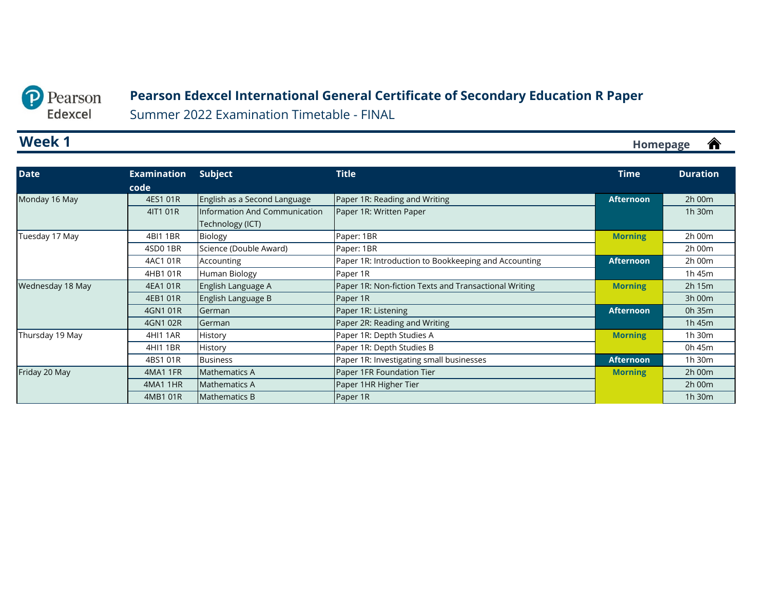# Pearson Edexcel International General Certificate of Secondary Education R Paper

Summer 2022 Examination Timetable - FINAL

## Week 1

Homepage

| Date | Examination code | Subject | Title | Time | Duration |
|---|---|---|---|---|---|
| Monday 16 May | 4ES1 01R | English as a Second Language | Paper 1R: Reading and Writing | Afternoon | 2h 00m |
| | 4IT1 01R | Information And Communication Technology (ICT) | Paper 1R: Written Paper | | 1h 30m |
| Tuesday 17 May | 4BI1 1BR | Biology | Paper: 1BR | Morning | 2h 00m |
| | 4SD0 1BR | Science (Double Award) | Paper: 1BR | | 2h 00m |
| | 4AC1 01R | Accounting | Paper 1R: Introduction to Bookkeeping and Accounting | Afternoon | 2h 00m |
| | 4HB1 01R | Human Biology | Paper 1R | | 1h 45m |
| Wednesday 18 May | 4EA1 01R | English Language A | Paper 1R: Non-fiction Texts and Transactional Writing | Morning | 2h 15m |
| | 4EB1 01R | English Language B | Paper 1R | | 3h 00m |
| | 4GN1 01R | German | Paper 1R: Listening | Afternoon | 0h 35m |
| | 4GN1 02R | German | Paper 2R: Reading and Writing | | 1h 45m |
| Thursday 19 May | 4HI1 1AR | History | Paper 1R: Depth Studies A | Morning | 1h 30m |
| | 4HI1 1BR | History | Paper 1R: Depth Studies B | | 0h 45m |
| | 4BS1 01R | Business | Paper 1R: Investigating small businesses | Afternoon | 1h 30m |
| Friday 20 May | 4MA1 1FR | Mathematics A | Paper 1FR Foundation Tier | Morning | 2h 00m |
| | 4MA1 1HR | Mathematics A | Paper 1HR Higher Tier | | 2h 00m |
| | 4MB1 01R | Mathematics B | Paper 1R | | 1h 30m |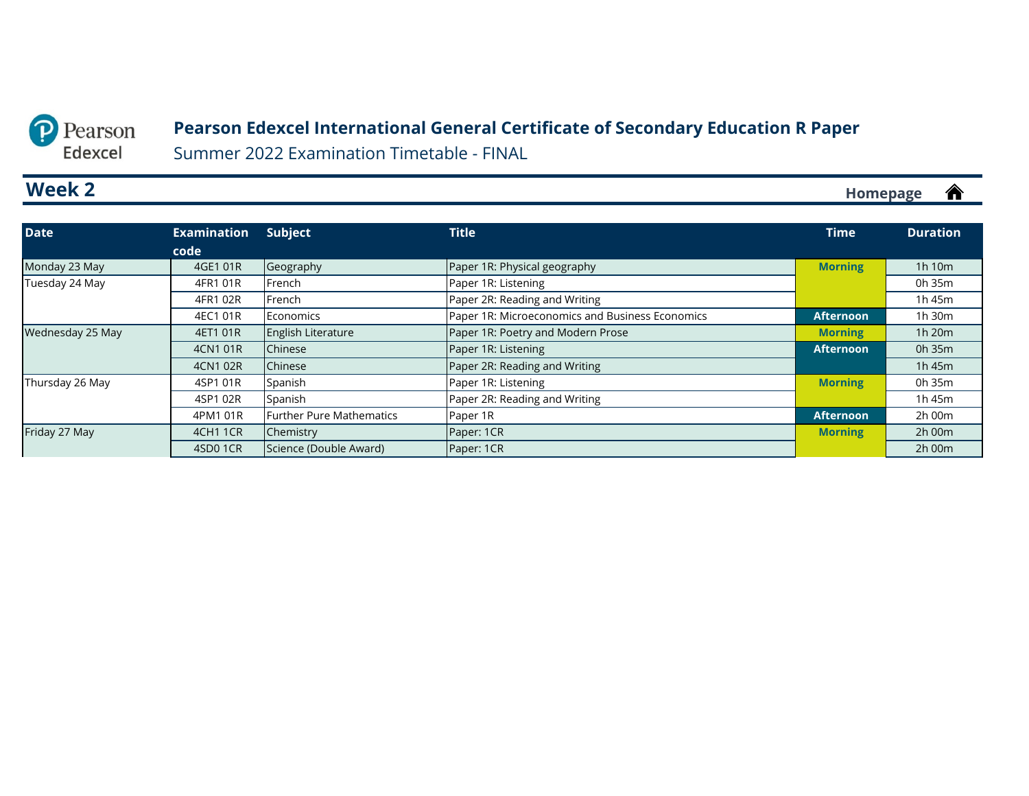# Pearson Edexcel International General Certificate of Secondary Education R Paper

Summer 2022 Examination Timetable - FINAL

## Week 2

Homepage

| Date | Examination code | Subject | Title | Time | Duration |
|---|---|---|---|---|---|
| Monday 23 May | 4GE1 01R | Geography | Paper 1R: Physical geography | Morning | 1h 10m |
| Tuesday 24 May | 4FR1 01R | French | Paper 1R: Listening | Morning | 0h 35m |
| | 4FR1 02R | French | Paper 2R: Reading and Writing | Morning | 1h 45m |
| | 4EC1 01R | Economics | Paper 1R: Microeconomics and Business Economics | Afternoon | 1h 30m |
| Wednesday 25 May | 4ET1 01R | English Literature | Paper 1R: Poetry and Modern Prose | Morning | 1h 20m |
| | 4CN1 01R | Chinese | Paper 1R: Listening | Afternoon | 0h 35m |
| | 4CN1 02R | Chinese | Paper 2R: Reading and Writing | Afternoon | 1h 45m |
| Thursday 26 May | 4SP1 01R | Spanish | Paper 1R: Listening | Morning | 0h 35m |
| | 4SP1 02R | Spanish | Paper 2R: Reading and Writing | Morning | 1h 45m |
| | 4PM1 01R | Further Pure Mathematics | Paper 1R | Afternoon | 2h 00m |
| Friday 27 May | 4CH1 1CR | Chemistry | Paper: 1CR | Morning | 2h 00m |
| | 4SD0 1CR | Science (Double Award) | Paper: 1CR | Morning | 2h 00m |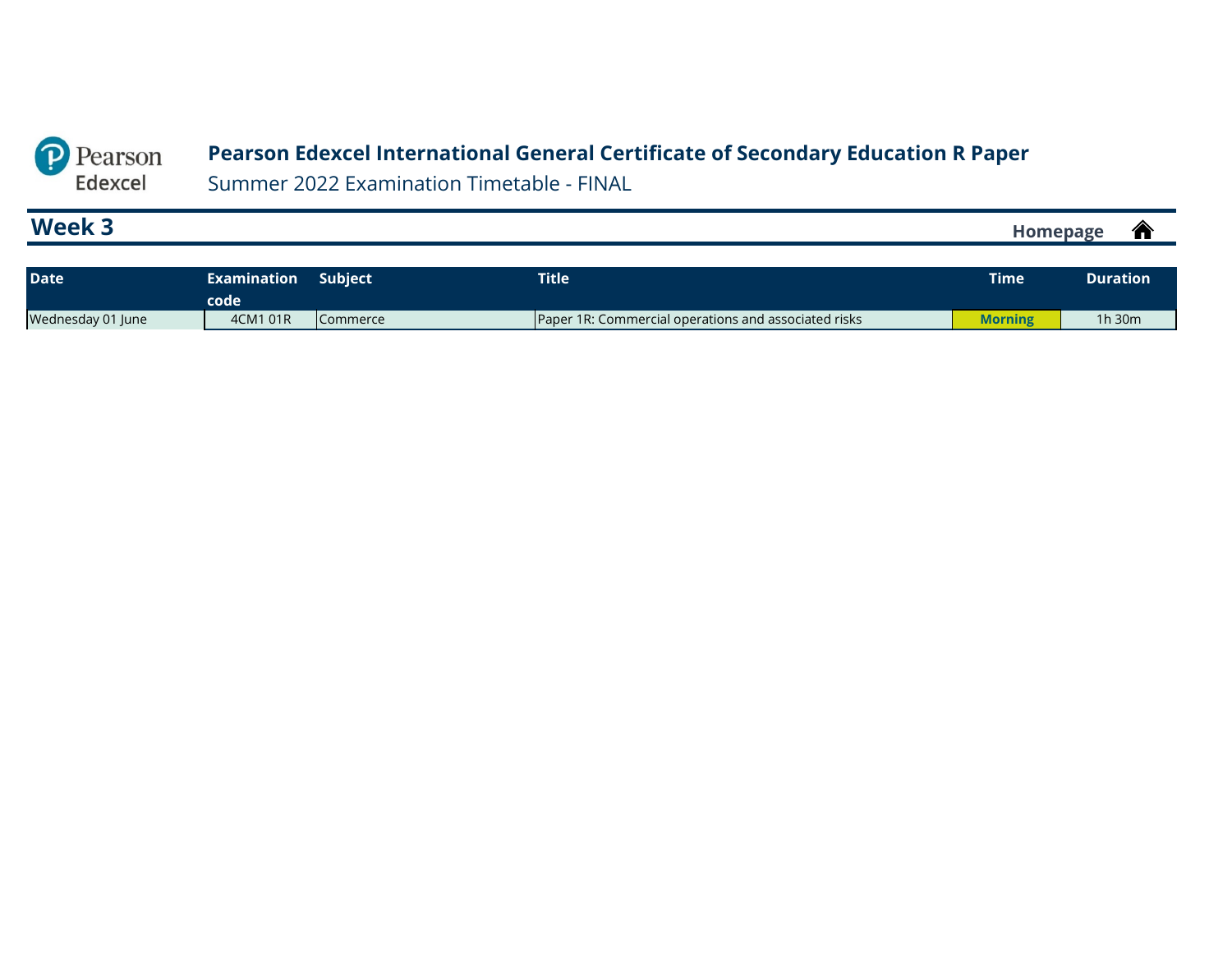# Pearson Edexcel International General Certificate of Secondary Education R Paper

Summer 2022 Examination Timetable - FINAL

## Week 3

Homepage

| Date | Examination code | Subject | Title | Time | Duration |
|---|---|---|---|---|---|
| Wednesday 01 June | 4CM1 01R | Commerce | Paper 1R: Commercial operations and associated risks | Morning | 1h 30m |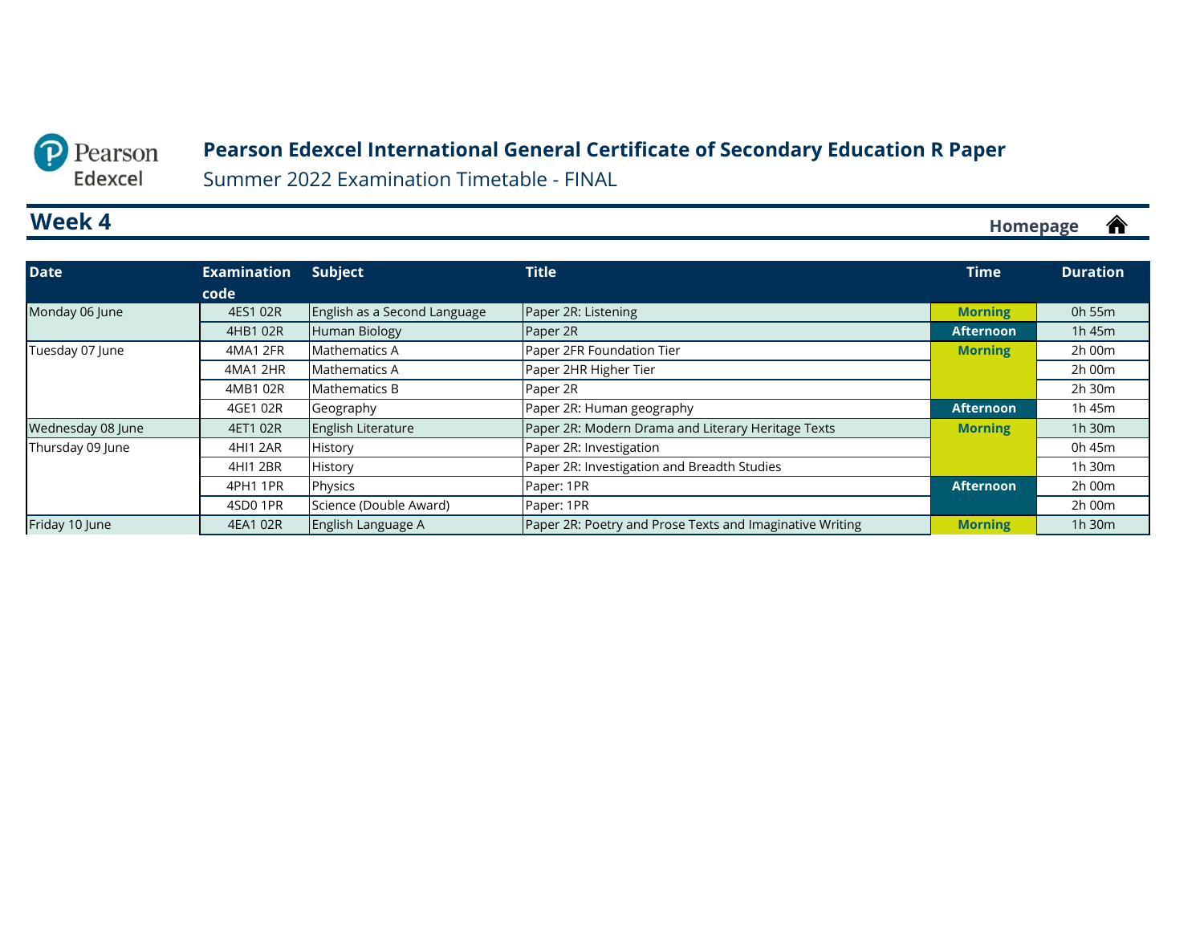# Pearson Edexcel International General Certificate of Secondary Education R Paper

Summer 2022 Examination Timetable - FINAL

## Week 4

Homepage

| Date | Examination code | Subject | Title | Time | Duration |
|---|---|---|---|---|---|
| Monday 06 June | 4ES1 02R | English as a Second Language | Paper 2R: Listening | Morning | 0h 55m |
| | 4HB1 02R | Human Biology | Paper 2R | Afternoon | 1h 45m |
| Tuesday 07 June | 4MA1 2FR | Mathematics A | Paper 2FR Foundation Tier | Morning | 2h 00m |
| | 4MA1 2HR | Mathematics A | Paper 2HR Higher Tier | | 2h 00m |
| | 4MB1 02R | Mathematics B | Paper 2R | | 2h 30m |
| | 4GE1 02R | Geography | Paper 2R: Human geography | Afternoon | 1h 45m |
| Wednesday 08 June | 4ET1 02R | English Literature | Paper 2R: Modern Drama and Literary Heritage Texts | Morning | 1h 30m |
| Thursday 09 June | 4HI1 2AR | History | Paper 2R: Investigation | | 0h 45m |
| | 4HI1 2BR | History | Paper 2R: Investigation and Breadth Studies | | 1h 30m |
| | 4PH1 1PR | Physics | Paper: 1PR | Afternoon | 2h 00m |
| | 4SD0 1PR | Science (Double Award) | Paper: 1PR | | 2h 00m |
| Friday 10 June | 4EA1 02R | English Language A | Paper 2R: Poetry and Prose Texts and Imaginative Writing | Morning | 1h 30m |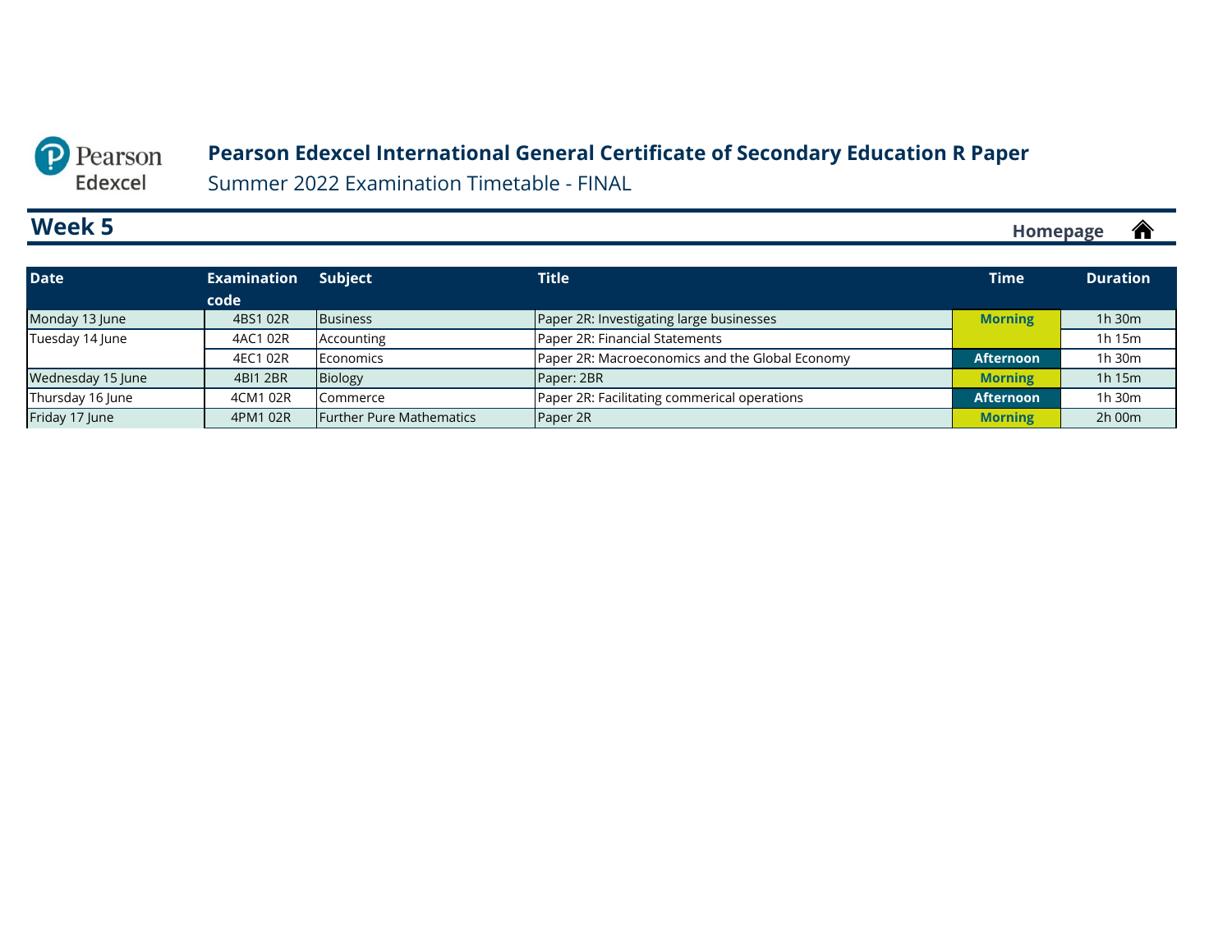# Pearson Edexcel International General Certificate of Secondary Education R Paper

Summer 2022 Examination Timetable - FINAL

## Week 5

Homepage

| Date | Examination code | Subject | Title | Time | Duration |
|---|---|---|---|---|---|
| Monday 13 June | 4BS1 02R | Business | Paper 2R: Investigating large businesses | Morning | 1h 30m |
| Tuesday 14 June | 4AC1 02R | Accounting | Paper 2R: Financial Statements | | 1h 15m |
| | 4EC1 02R | Economics | Paper 2R: Macroeconomics and the Global Economy | Afternoon | 1h 30m |
| Wednesday 15 June | 4BI1 2BR | Biology | Paper: 2BR | Morning | 1h 15m |
| Thursday 16 June | 4CM1 02R | Commerce | Paper 2R: Facilitating commerical operations | Afternoon | 1h 30m |
| Friday 17 June | 4PM1 02R | Further Pure Mathematics | Paper 2R | Morning | 2h 00m |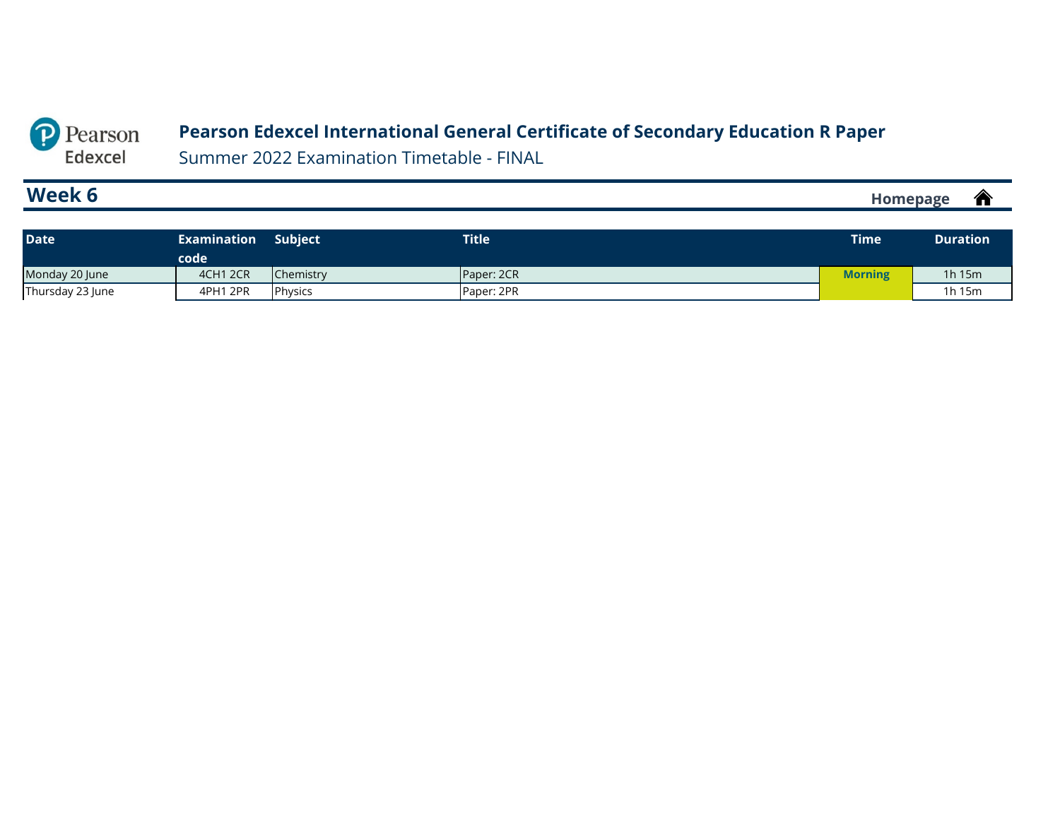# Pearson Edexcel International General Certificate of Secondary Education R Paper

Summer 2022 Examination Timetable - FINAL

## Week 6

Homepage

| Date | Examination code | Subject | Title | Time | Duration |
|---|---|---|---|---|---|
| Monday 20 June | 4CH1 2CR | Chemistry | Paper: 2CR | Morning | 1h 15m |
| Thursday 23 June | 4PH1 2PR | Physics | Paper: 2PR | | 1h 15m |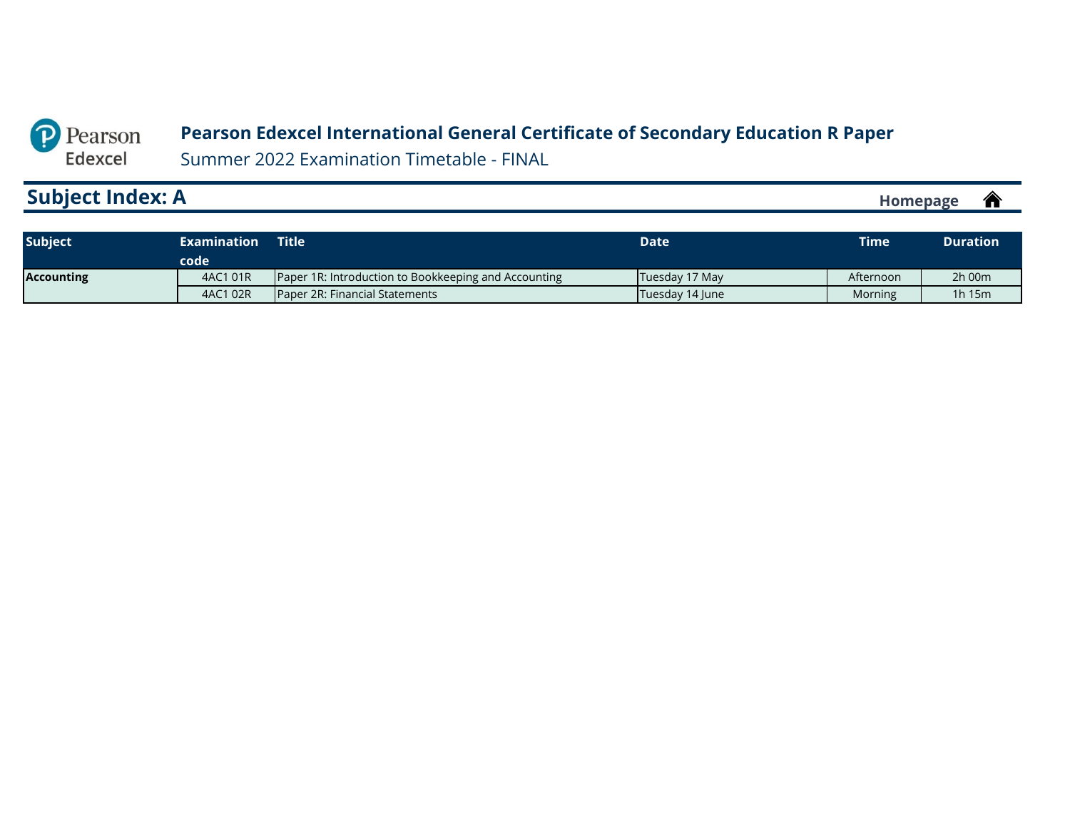**Pearson Edexcel International General Certificate of Secondary Education R Paper**

Summer 2022 Examination Timetable - FINAL

## Subject Index: A

Homepage

| Subject | Examination code | Title | Date | Time | Duration |
|---|---|---|---|---|---|
| **Accounting** | 4AC1 01R | Paper 1R: Introduction to Bookkeeping and Accounting | Tuesday 17 May | Afternoon | 2h 00m |
| | 4AC1 02R | Paper 2R: Financial Statements | Tuesday 14 June | Morning | 1h 15m |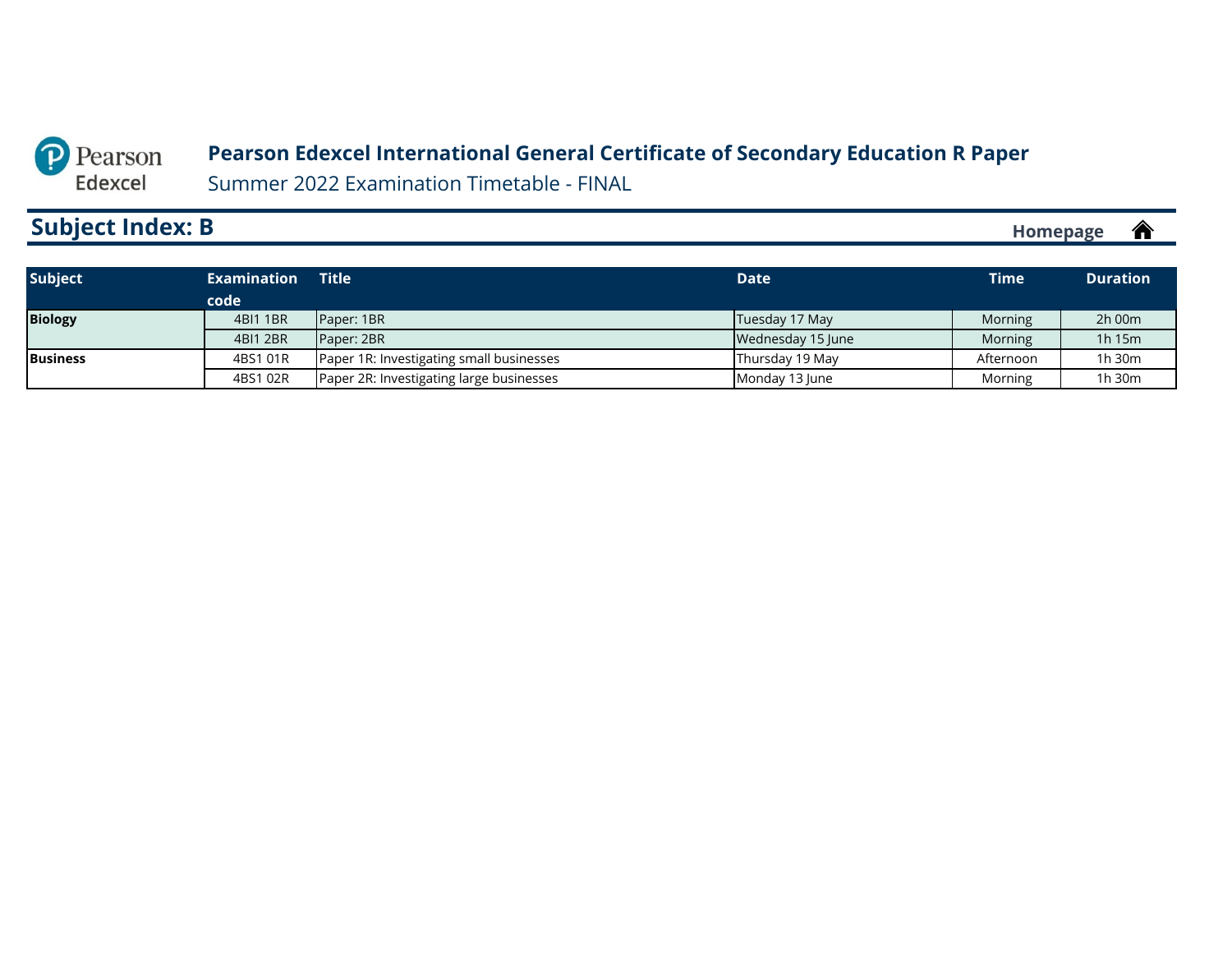# Pearson Edexcel International General Certificate of Secondary Education R Paper

Summer 2022 Examination Timetable - FINAL

## Subject Index: B

Homepage

| Subject | Examination code | Title | Date | Time | Duration |
|---|---|---|---|---|---|
| **Biology** | 4BI1 1BR | Paper: 1BR | Tuesday 17 May | Morning | 2h 00m |
| | 4BI1 2BR | Paper: 2BR | Wednesday 15 June | Morning | 1h 15m |
| **Business** | 4BS1 01R | Paper 1R: Investigating small businesses | Thursday 19 May | Afternoon | 1h 30m |
| | 4BS1 02R | Paper 2R: Investigating large businesses | Monday 13 June | Morning | 1h 30m |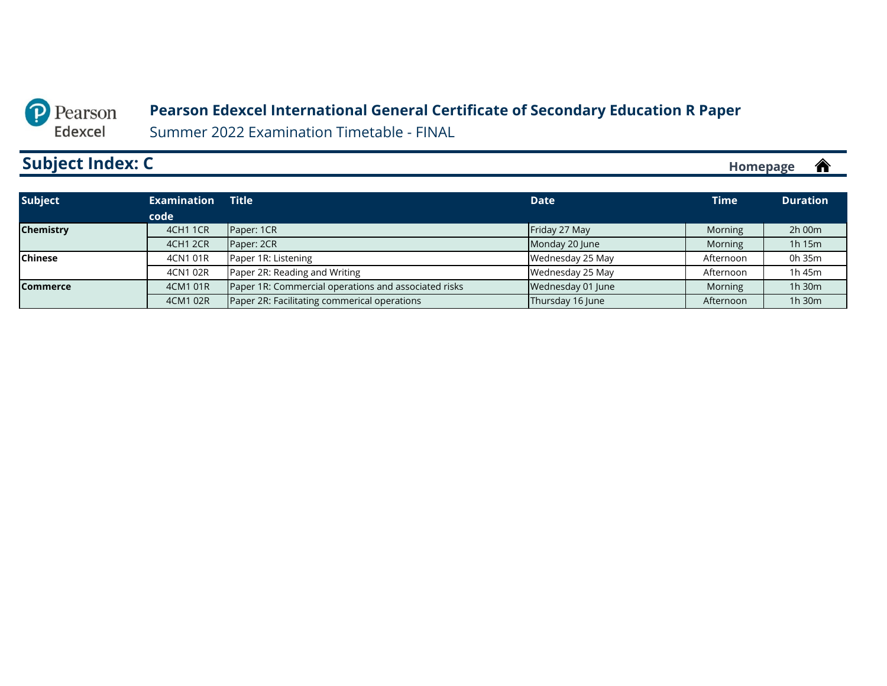Pearson Edexcel

# Pearson Edexcel International General Certificate of Secondary Education R Paper

Summer 2022 Examination Timetable - FINAL

## Subject Index: C

Homepage

| Subject | Examination code | Title | Date | Time | Duration |
|---|---|---|---|---|---|
| **Chemistry** | 4CH1 1CR | Paper: 1CR | Friday 27 May | Morning | 2h 00m |
| | 4CH1 2CR | Paper: 2CR | Monday 20 June | Morning | 1h 15m |
| **Chinese** | 4CN1 01R | Paper 1R: Listening | Wednesday 25 May | Afternoon | 0h 35m |
| | 4CN1 02R | Paper 2R: Reading and Writing | Wednesday 25 May | Afternoon | 1h 45m |
| **Commerce** | 4CM1 01R | Paper 1R: Commercial operations and associated risks | Wednesday 01 June | Morning | 1h 30m |
| | 4CM1 02R | Paper 2R: Facilitating commerical operations | Thursday 16 June | Afternoon | 1h 30m |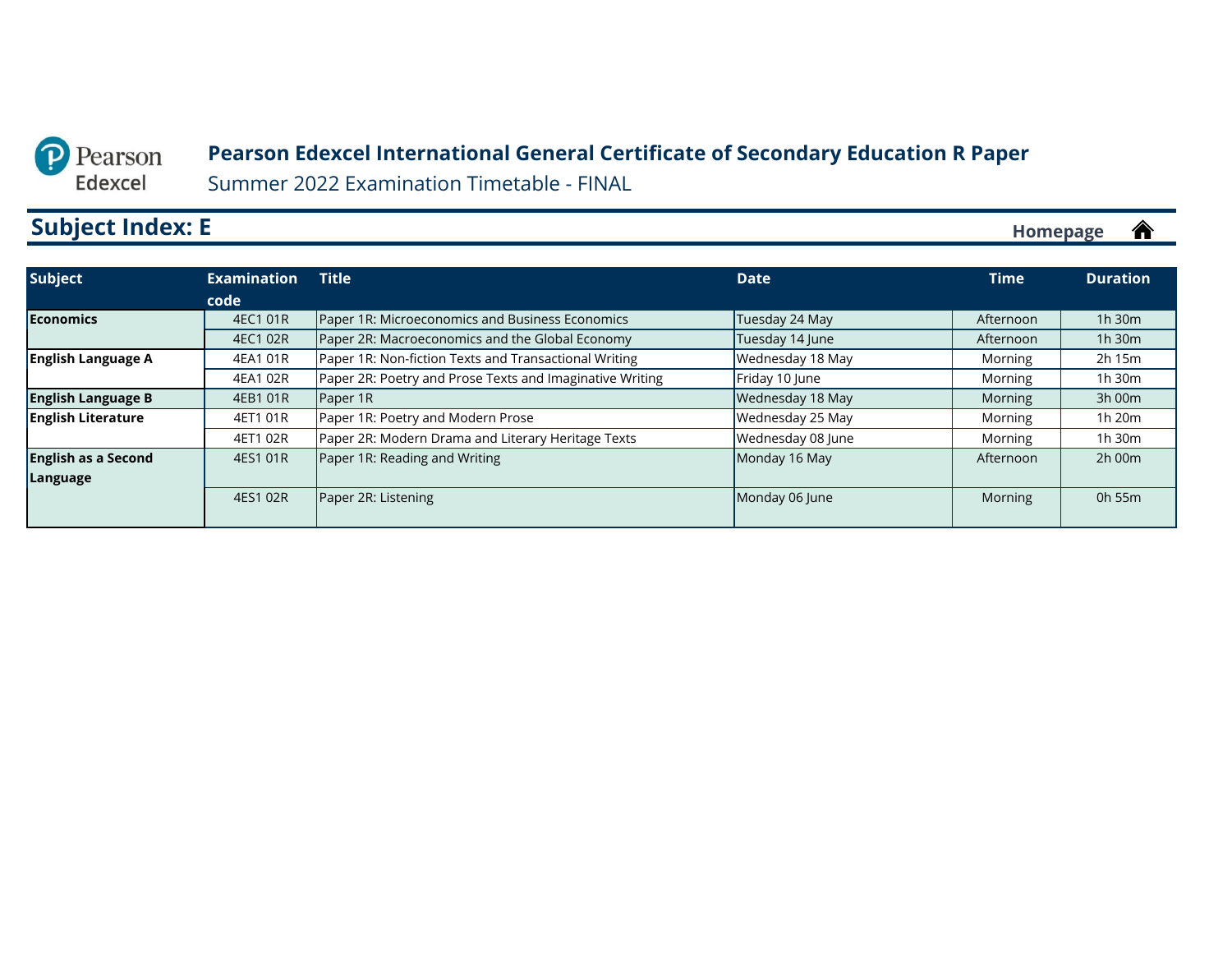Pearson Edexcel

# Pearson Edexcel International General Certificate of Secondary Education R Paper

Summer 2022 Examination Timetable - FINAL

## Subject Index: E

Homepage

| Subject | Examination code | Title | Date | Time | Duration |
|---|---|---|---|---|---|
| **Economics** | 4EC1 01R | Paper 1R: Microeconomics and Business Economics | Tuesday 24 May | Afternoon | 1h 30m |
| | 4EC1 02R | Paper 2R: Macroeconomics and the Global Economy | Tuesday 14 June | Afternoon | 1h 30m |
| **English Language A** | 4EA1 01R | Paper 1R: Non-fiction Texts and Transactional Writing | Wednesday 18 May | Morning | 2h 15m |
| | 4EA1 02R | Paper 2R: Poetry and Prose Texts and Imaginative Writing | Friday 10 June | Morning | 1h 30m |
| **English Language B** | 4EB1 01R | Paper 1R | Wednesday 18 May | Morning | 3h 00m |
| **English Literature** | 4ET1 01R | Paper 1R: Poetry and Modern Prose | Wednesday 25 May | Morning | 1h 20m |
| | 4ET1 02R | Paper 2R: Modern Drama and Literary Heritage Texts | Wednesday 08 June | Morning | 1h 30m |
| **English as a Second Language** | 4ES1 01R | Paper 1R: Reading and Writing | Monday 16 May | Afternoon | 2h 00m |
| | 4ES1 02R | Paper 2R: Listening | Monday 06 June | Morning | 0h 55m |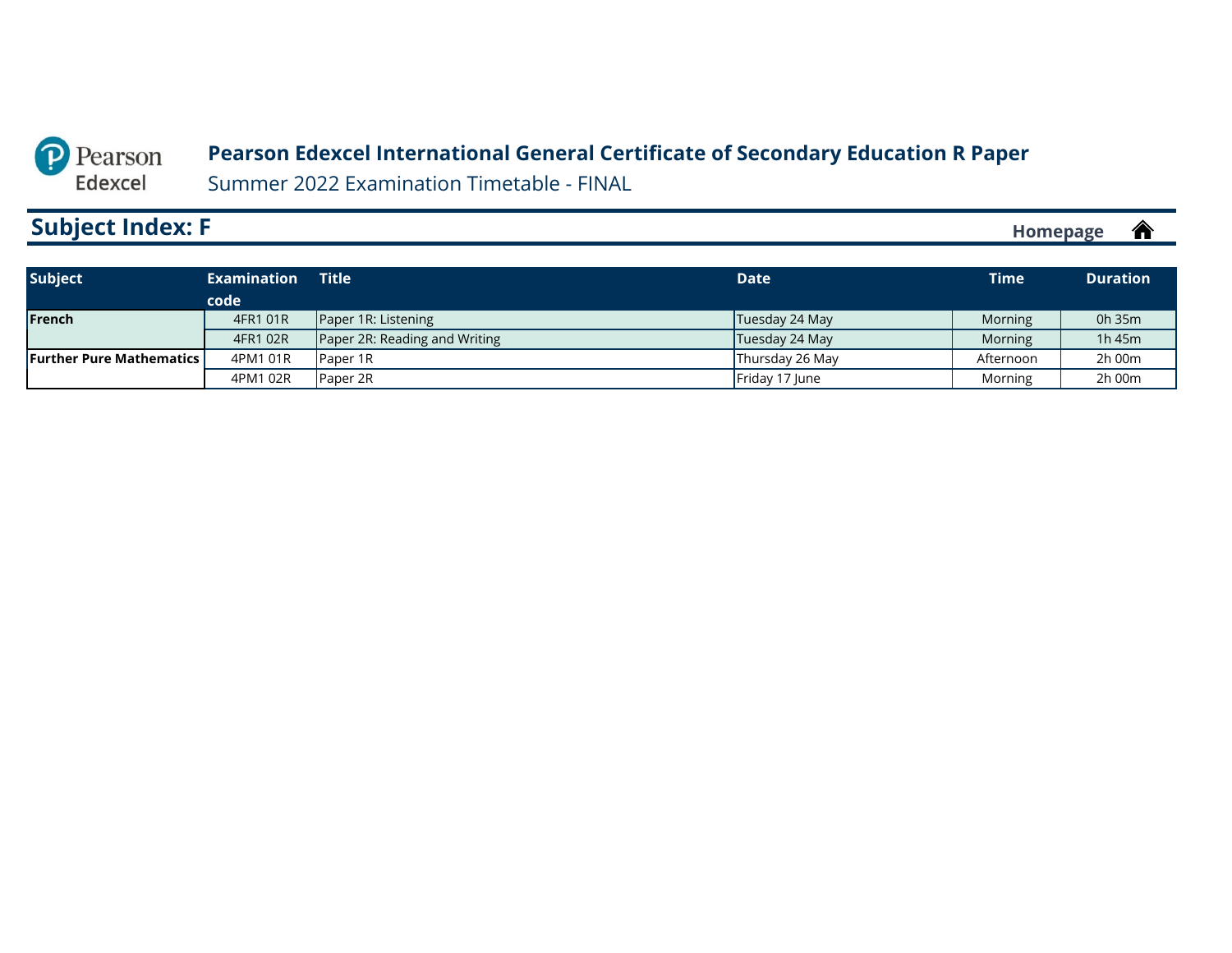# Pearson Edexcel International General Certificate of Secondary Education R Paper

Summer 2022 Examination Timetable - FINAL

## Subject Index: F

Homepage

| Subject | Examination code | Title | Date | Time | Duration |
|---|---|---|---|---|---|
| **French** | 4FR1 01R | Paper 1R: Listening | Tuesday 24 May | Morning | 0h 35m |
| | 4FR1 02R | Paper 2R: Reading and Writing | Tuesday 24 May | Morning | 1h 45m |
| **Further Pure Mathematics** | 4PM1 01R | Paper 1R | Thursday 26 May | Afternoon | 2h 00m |
| | 4PM1 02R | Paper 2R | Friday 17 June | Morning | 2h 00m |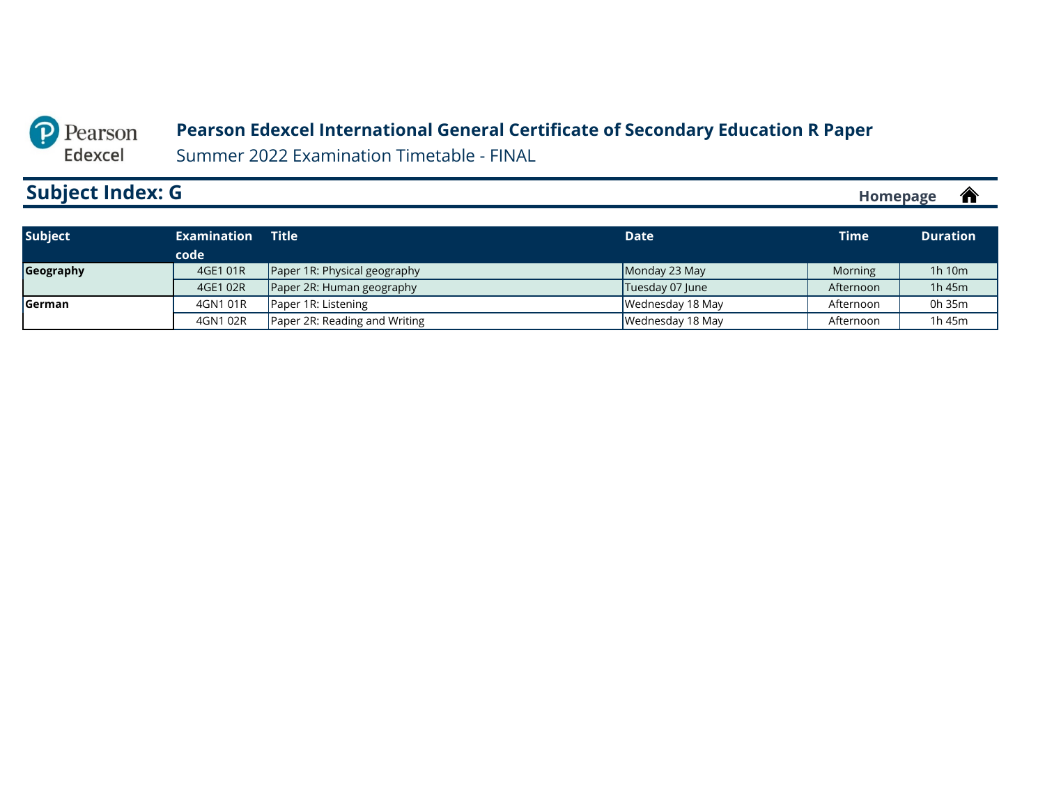# Pearson Edexcel International General Certificate of Secondary Education R Paper

Summer 2022 Examination Timetable - FINAL

## Subject Index: G

Homepage

| Subject | Examination code | Title | Date | Time | Duration |
|---|---|---|---|---|---|
| **Geography** | 4GE1 01R | Paper 1R: Physical geography | Monday 23 May | Morning | 1h 10m |
| | 4GE1 02R | Paper 2R: Human geography | Tuesday 07 June | Afternoon | 1h 45m |
| **German** | 4GN1 01R | Paper 1R: Listening | Wednesday 18 May | Afternoon | 0h 35m |
| | 4GN1 02R | Paper 2R: Reading and Writing | Wednesday 18 May | Afternoon | 1h 45m |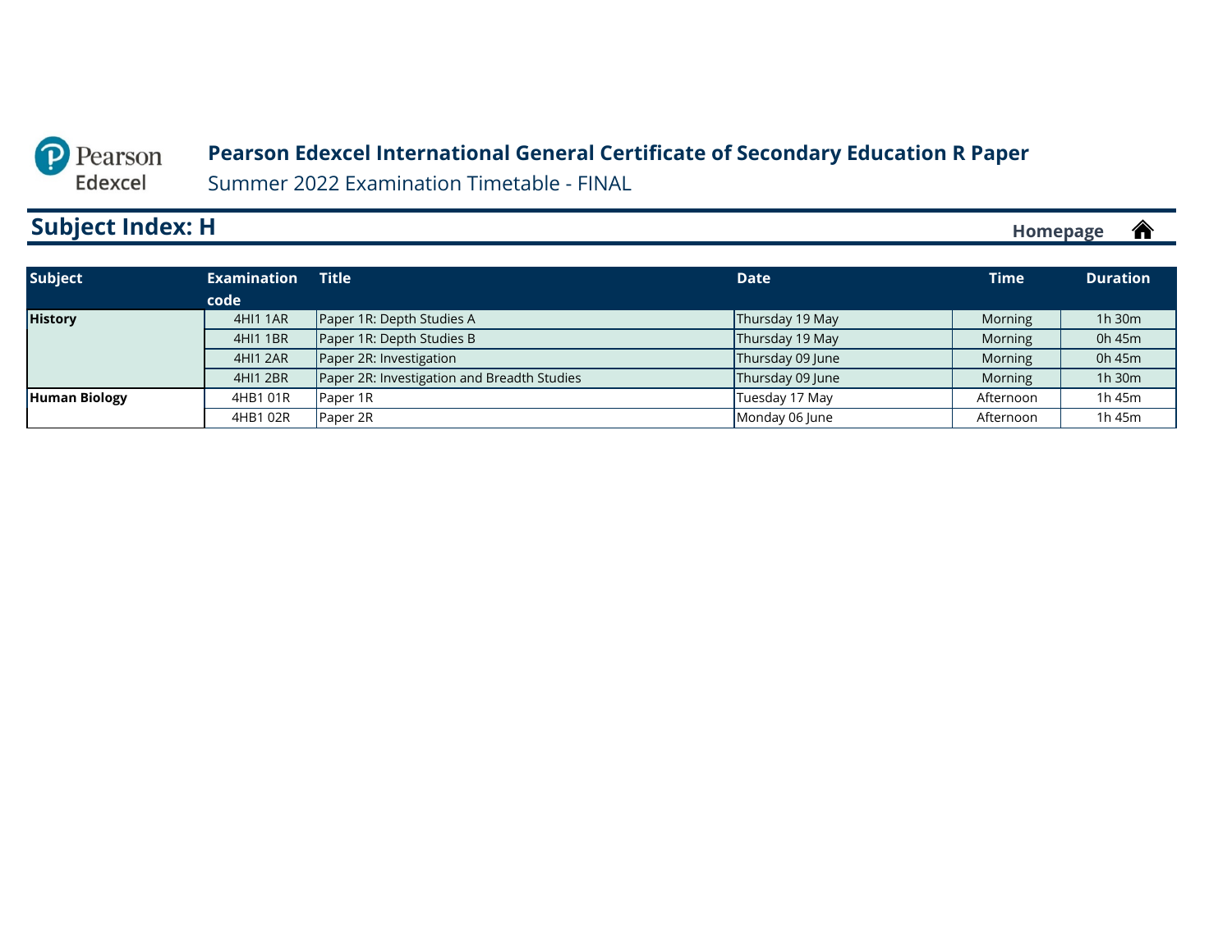**Pearson Edexcel International General Certificate of Secondary Education R Paper**

Summer 2022 Examination Timetable - FINAL

## Subject Index: H

Homepage

| Subject | Examination code | Title | Date | Time | Duration |
|---|---|---|---|---|---|
| **History** | 4HI1 1AR | Paper 1R: Depth Studies A | Thursday 19 May | Morning | 1h 30m |
| | 4HI1 1BR | Paper 1R: Depth Studies B | Thursday 19 May | Morning | 0h 45m |
| | 4HI1 2AR | Paper 2R: Investigation | Thursday 09 June | Morning | 0h 45m |
| | 4HI1 2BR | Paper 2R: Investigation and Breadth Studies | Thursday 09 June | Morning | 1h 30m |
| **Human Biology** | 4HB1 01R | Paper 1R | Tuesday 17 May | Afternoon | 1h 45m |
| | 4HB1 02R | Paper 2R | Monday 06 June | Afternoon | 1h 45m |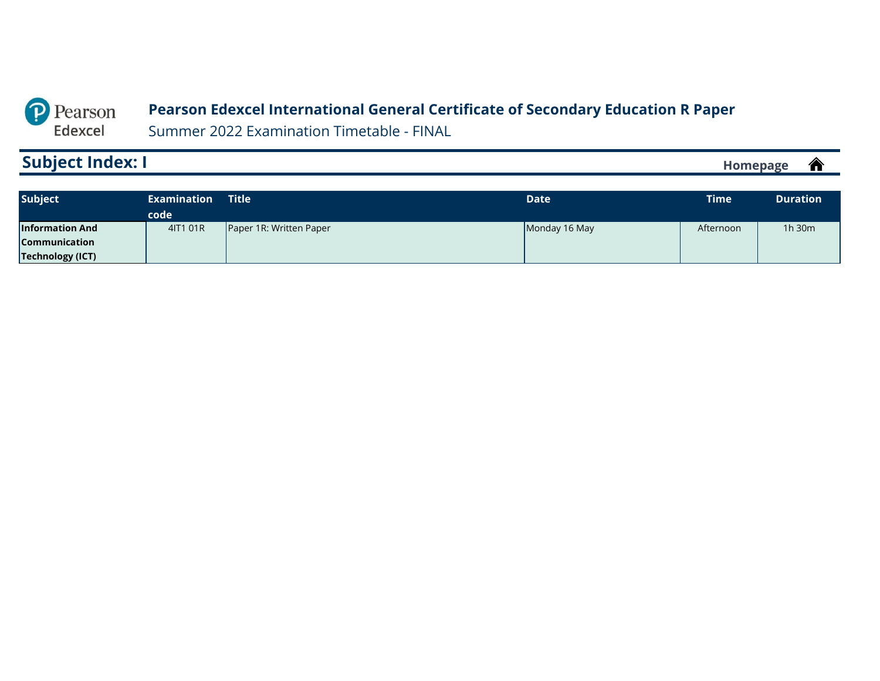Pearson Edexcel

**Pearson Edexcel International General Certificate of Secondary Education R Paper**

Summer 2022 Examination Timetable - FINAL

## Subject Index: I

Homepage

| Subject | Examination code | Title | Date | Time | Duration |
|---|---|---|---|---|---|
| **Information And Communication Technology (ICT)** | 4IT1 01R | Paper 1R: Written Paper | Monday 16 May | Afternoon | 1h 30m |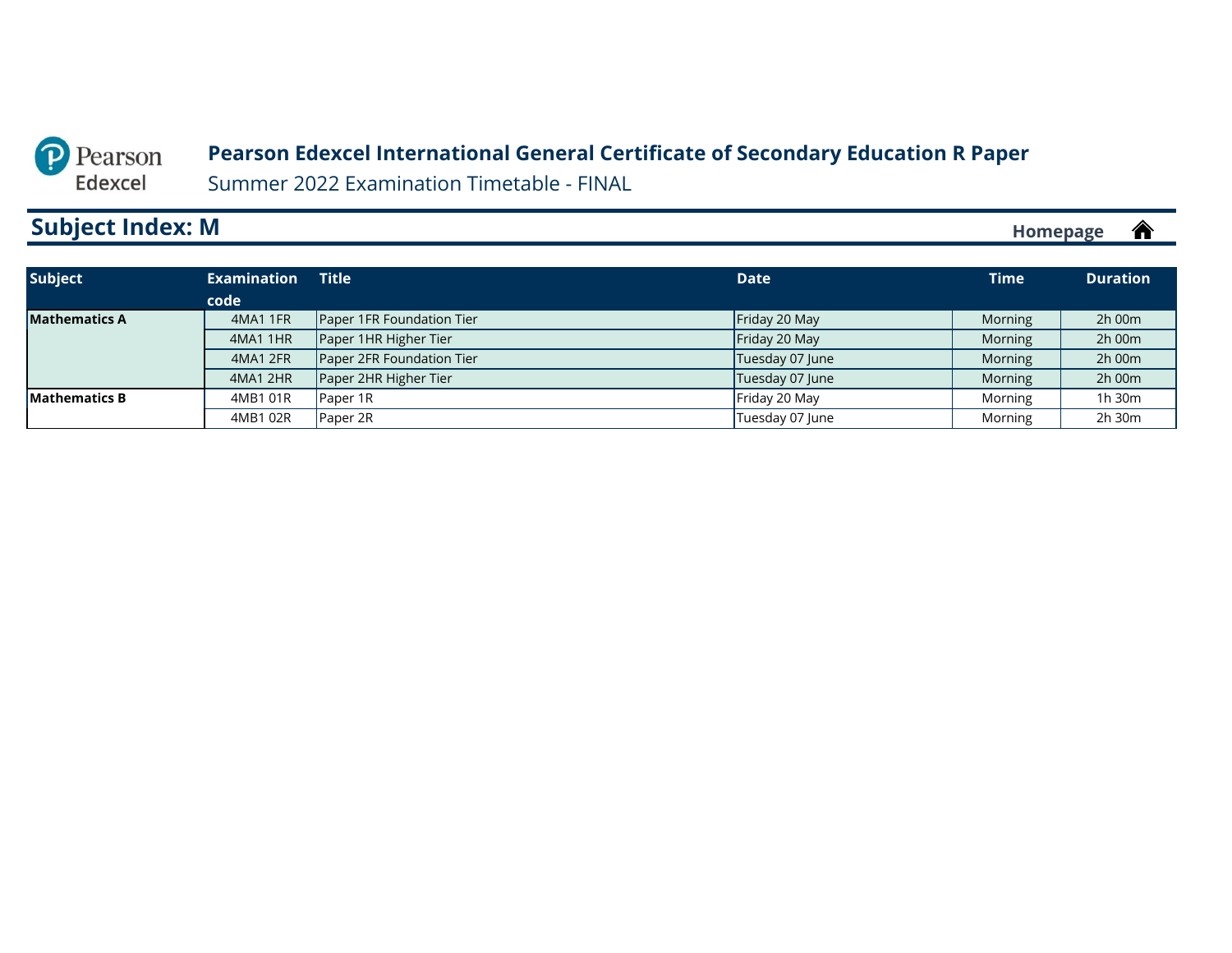**Pearson Edexcel International General Certificate of Secondary Education R Paper**

Summer 2022 Examination Timetable - FINAL

## Subject Index: M

Homepage

| Subject | Examination code | Title | Date | Time | Duration |
|---|---|---|---|---|---|
| **Mathematics A** | 4MA1 1FR | Paper 1FR Foundation Tier | Friday 20 May | Morning | 2h 00m |
| | 4MA1 1HR | Paper 1HR Higher Tier | Friday 20 May | Morning | 2h 00m |
| | 4MA1 2FR | Paper 2FR Foundation Tier | Tuesday 07 June | Morning | 2h 00m |
| | 4MA1 2HR | Paper 2HR Higher Tier | Tuesday 07 June | Morning | 2h 00m |
| **Mathematics B** | 4MB1 01R | Paper 1R | Friday 20 May | Morning | 1h 30m |
| | 4MB1 02R | Paper 2R | Tuesday 07 June | Morning | 2h 30m |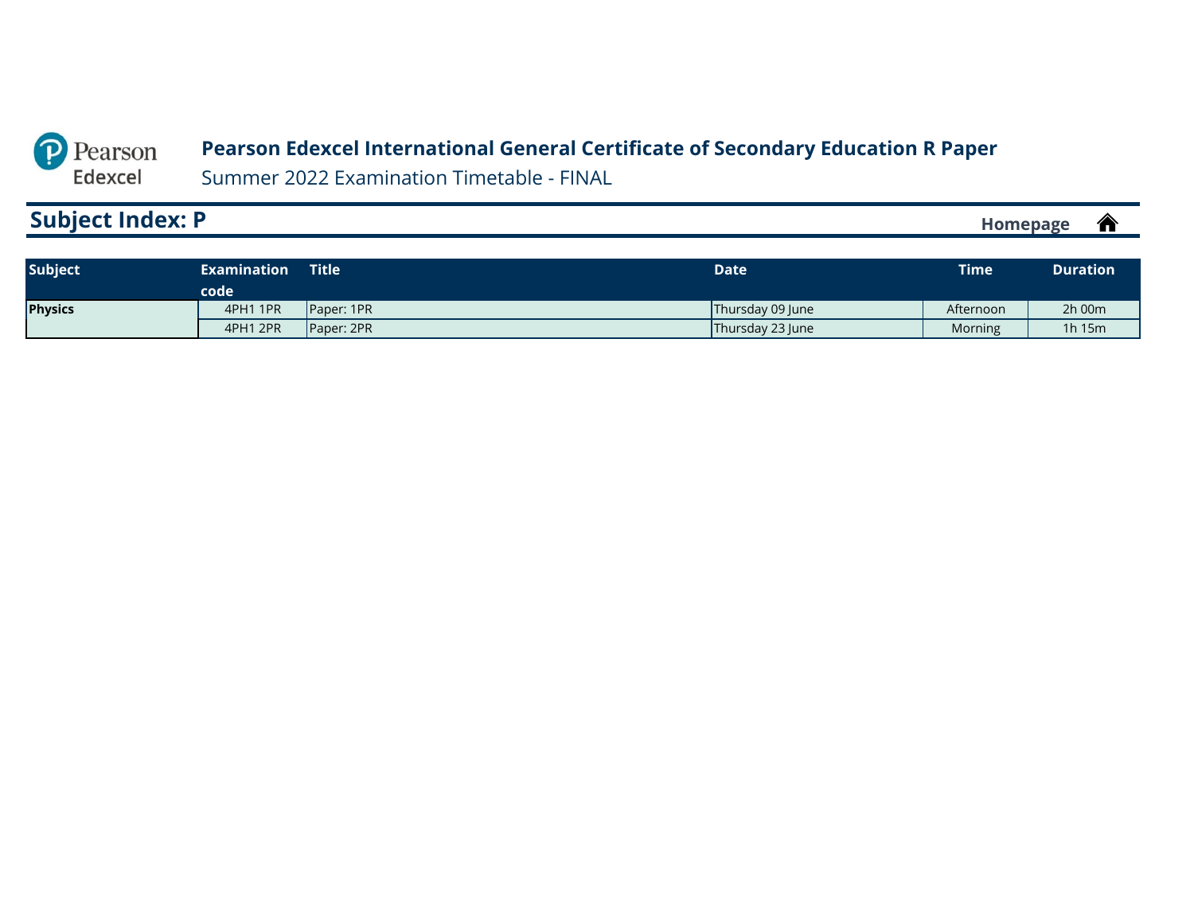Pearson Edexcel

# Pearson Edexcel International General Certificate of Secondary Education R Paper

Summer 2022 Examination Timetable - FINAL

## Subject Index: P

Homepage

| Subject | Examination code | Title | Date | Time | Duration |
|---|---|---|---|---|---|
| **Physics** | 4PH1 1PR | Paper: 1PR | Thursday 09 June | Afternoon | 2h 00m |
| | 4PH1 2PR | Paper: 2PR | Thursday 23 June | Morning | 1h 15m |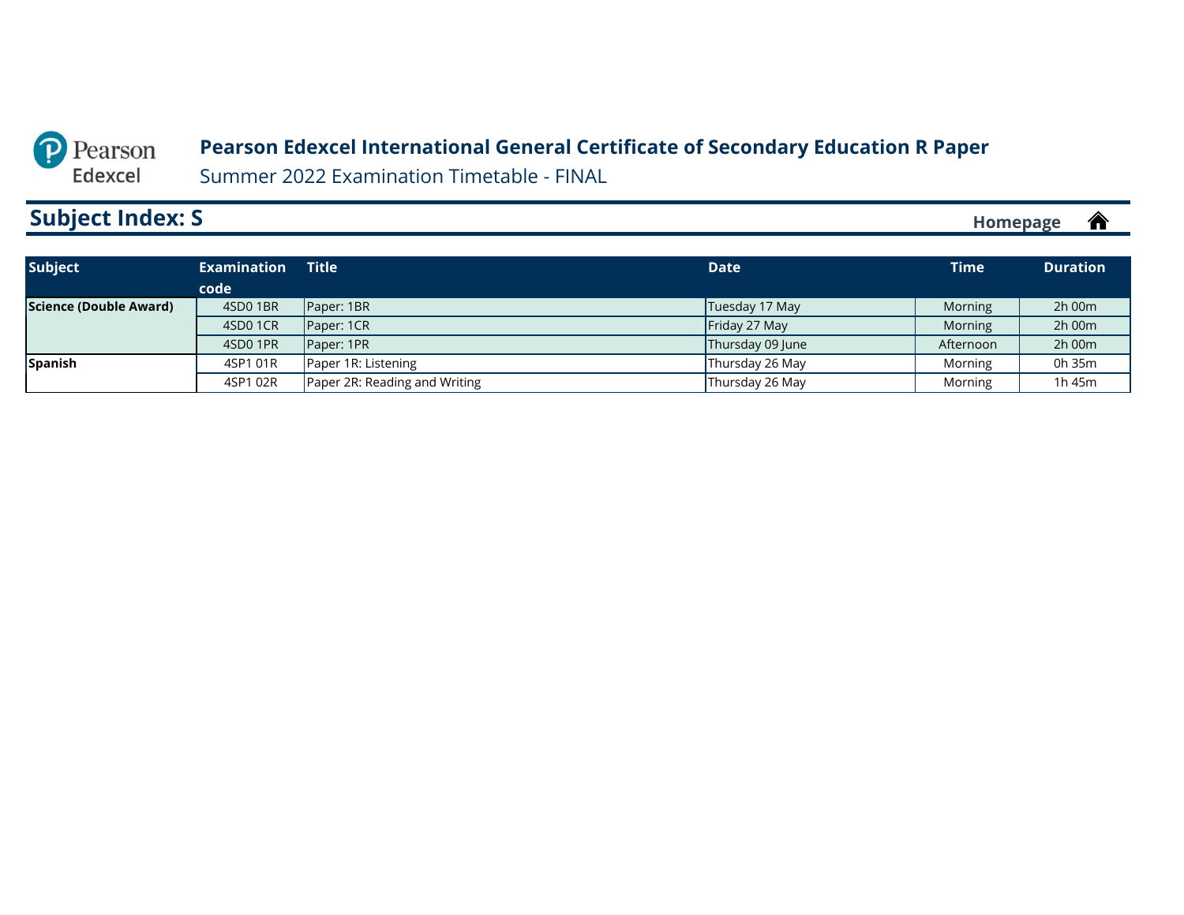Pearson Edexcel

# Pearson Edexcel International General Certificate of Secondary Education R Paper

Summer 2022 Examination Timetable - FINAL

## Subject Index: S

Homepage

| Subject | Examination code | Title | Date | Time | Duration |
|---|---|---|---|---|---|
| **Science (Double Award)** | 4SD0 1BR | Paper: 1BR | Tuesday 17 May | Morning | 2h 00m |
| | 4SD0 1CR | Paper: 1CR | Friday 27 May | Morning | 2h 00m |
| | 4SD0 1PR | Paper: 1PR | Thursday 09 June | Afternoon | 2h 00m |
| **Spanish** | 4SP1 01R | Paper 1R: Listening | Thursday 26 May | Morning | 0h 35m |
| | 4SP1 02R | Paper 2R: Reading and Writing | Thursday 26 May | Morning | 1h 45m |